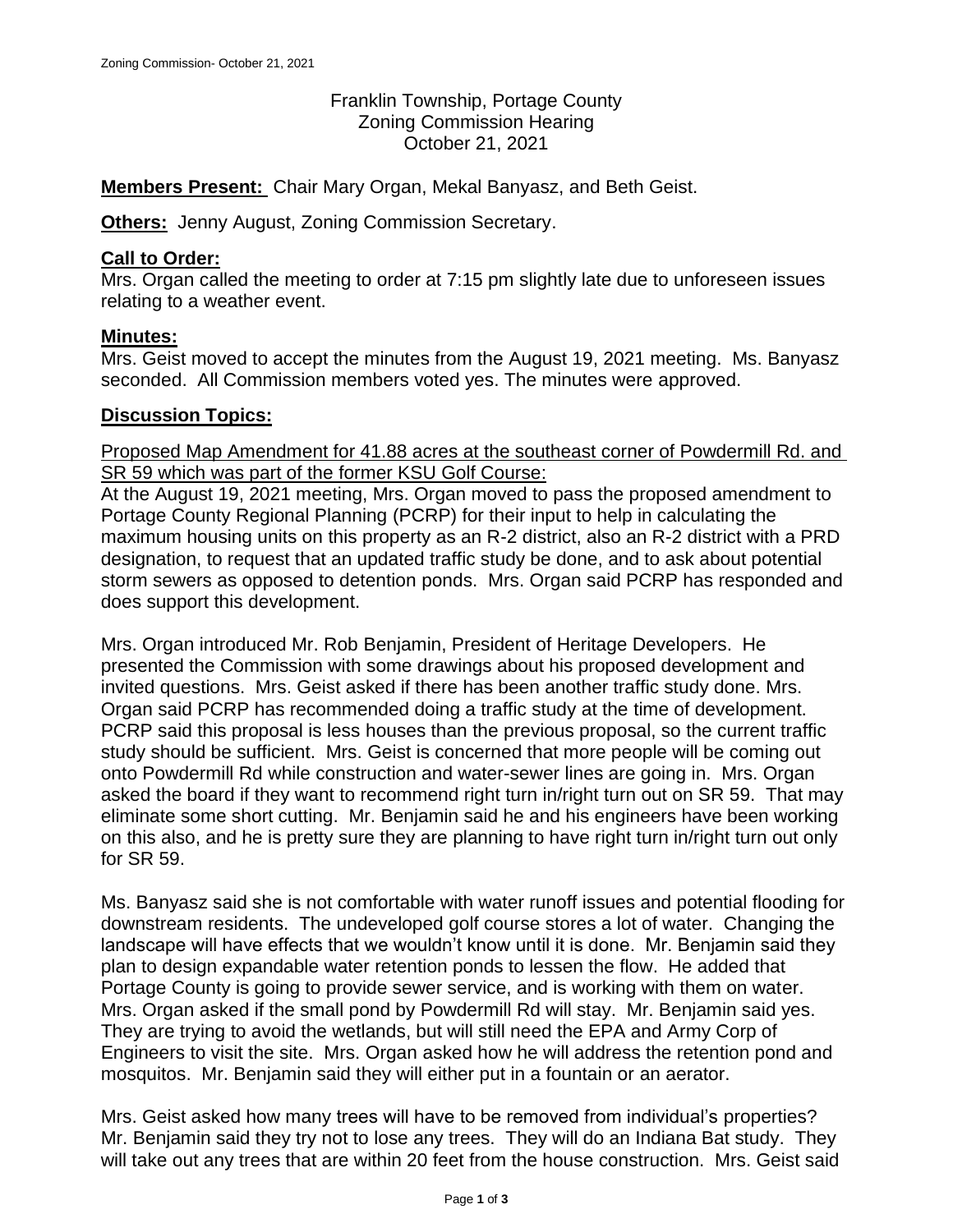Franklin Township, Portage County
Zoning Commission Hearing
October 21, 2021

**Members Present:** Chair Mary Organ, Mekal Banyasz, and Beth Geist.

**Others:** Jenny August, Zoning Commission Secretary.

**Call to Order:**

Mrs. Organ called the meeting to order at 7:15 pm slightly late due to unforeseen issues relating to a weather event.

**Minutes:**

Mrs. Geist moved to accept the minutes from the August 19, 2021 meeting. Ms. Banyasz seconded. All Commission members voted yes. The minutes were approved.

**Discussion Topics:**

Proposed Map Amendment for 41.88 acres at the southeast corner of Powdermill Rd. and SR 59 which was part of the former KSU Golf Course:

At the August 19, 2021 meeting, Mrs. Organ moved to pass the proposed amendment to Portage County Regional Planning (PCRP) for their input to help in calculating the maximum housing units on this property as an R-2 district, also an R-2 district with a PRD designation, to request that an updated traffic study be done, and to ask about potential storm sewers as opposed to detention ponds. Mrs. Organ said PCRP has responded and does support this development.

Mrs. Organ introduced Mr. Rob Benjamin, President of Heritage Developers. He presented the Commission with some drawings about his proposed development and invited questions. Mrs. Geist asked if there has been another traffic study done. Mrs. Organ said PCRP has recommended doing a traffic study at the time of development. PCRP said this proposal is less houses than the previous proposal, so the current traffic study should be sufficient. Mrs. Geist is concerned that more people will be coming out onto Powdermill Rd while construction and water-sewer lines are going in. Mrs. Organ asked the board if they want to recommend right turn in/right turn out on SR 59. That may eliminate some short cutting. Mr. Benjamin said he and his engineers have been working on this also, and he is pretty sure they are planning to have right turn in/right turn out only for SR 59.

Ms. Banyasz said she is not comfortable with water runoff issues and potential flooding for downstream residents. The undeveloped golf course stores a lot of water. Changing the landscape will have effects that we wouldn't know until it is done. Mr. Benjamin said they plan to design expandable water retention ponds to lessen the flow. He added that Portage County is going to provide sewer service, and is working with them on water. Mrs. Organ asked if the small pond by Powdermill Rd will stay. Mr. Benjamin said yes. They are trying to avoid the wetlands, but will still need the EPA and Army Corp of Engineers to visit the site. Mrs. Organ asked how he will address the retention pond and mosquitos. Mr. Benjamin said they will either put in a fountain or an aerator.

Mrs. Geist asked how many trees will have to be removed from individual's properties? Mr. Benjamin said they try not to lose any trees. They will do an Indiana Bat study. They will take out any trees that are within 20 feet from the house construction. Mrs. Geist said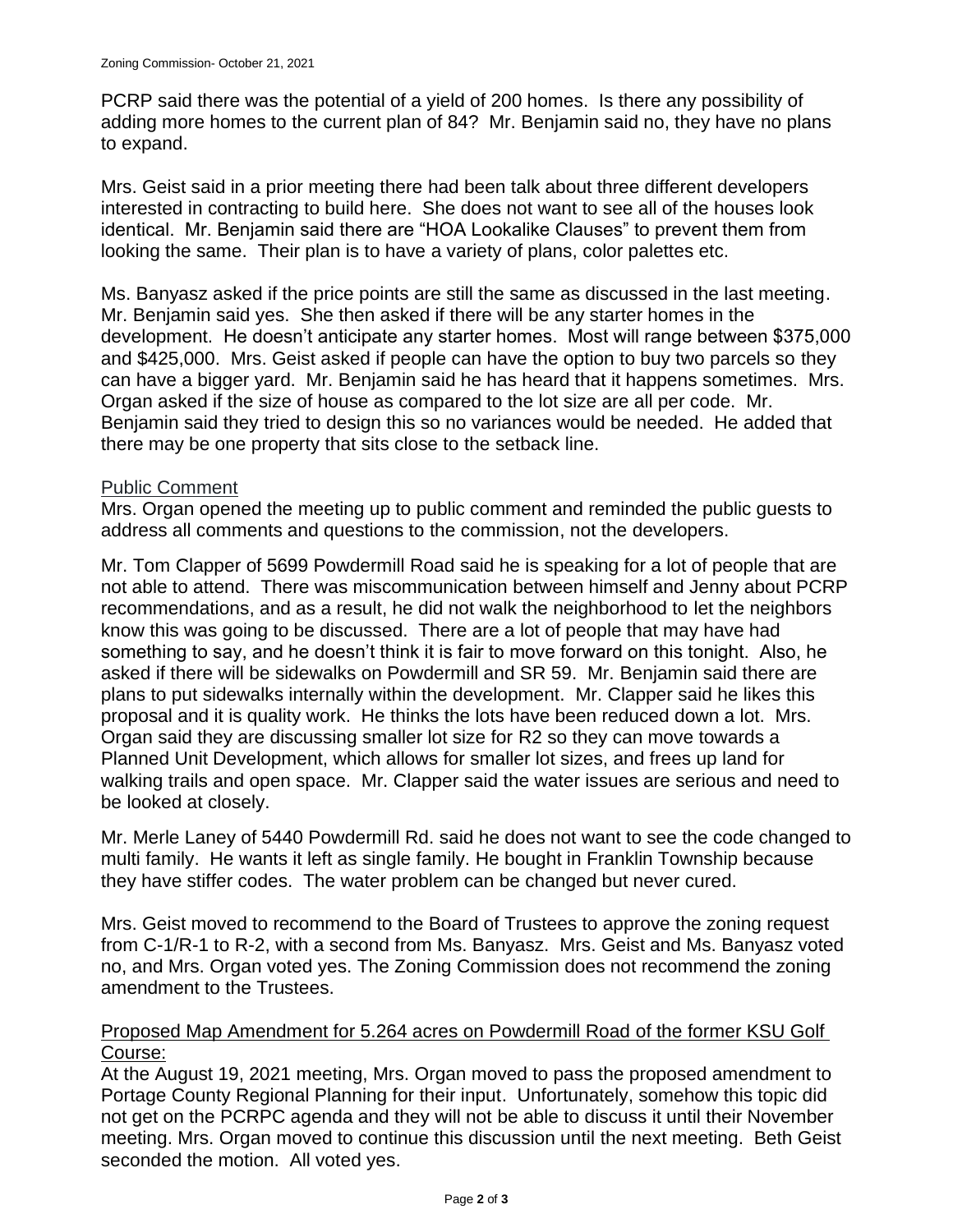PCRP said there was the potential of a yield of 200 homes. Is there any possibility of adding more homes to the current plan of 84? Mr. Benjamin said no, they have no plans to expand.

Mrs. Geist said in a prior meeting there had been talk about three different developers interested in contracting to build here. She does not want to see all of the houses look identical. Mr. Benjamin said there are "HOA Lookalike Clauses" to prevent them from looking the same. Their plan is to have a variety of plans, color palettes etc.

Ms. Banyasz asked if the price points are still the same as discussed in the last meeting. Mr. Benjamin said yes. She then asked if there will be any starter homes in the development. He doesn't anticipate any starter homes. Most will range between $375,000 and $425,000. Mrs. Geist asked if people can have the option to buy two parcels so they can have a bigger yard. Mr. Benjamin said he has heard that it happens sometimes. Mrs. Organ asked if the size of house as compared to the lot size are all per code. Mr. Benjamin said they tried to design this so no variances would be needed. He added that there may be one property that sits close to the setback line.

## Public Comment

Mrs. Organ opened the meeting up to public comment and reminded the public guests to address all comments and questions to the commission, not the developers.

Mr. Tom Clapper of 5699 Powdermill Road said he is speaking for a lot of people that are not able to attend. There was miscommunication between himself and Jenny about PCRP recommendations, and as a result, he did not walk the neighborhood to let the neighbors know this was going to be discussed. There are a lot of people that may have had something to say, and he doesn't think it is fair to move forward on this tonight. Also, he asked if there will be sidewalks on Powdermill and SR 59. Mr. Benjamin said there are plans to put sidewalks internally within the development. Mr. Clapper said he likes this proposal and it is quality work. He thinks the lots have been reduced down a lot. Mrs. Organ said they are discussing smaller lot size for R2 so they can move towards a Planned Unit Development, which allows for smaller lot sizes, and frees up land for walking trails and open space. Mr. Clapper said the water issues are serious and need to be looked at closely.

Mr. Merle Laney of 5440 Powdermill Rd. said he does not want to see the code changed to multi family. He wants it left as single family. He bought in Franklin Township because they have stiffer codes. The water problem can be changed but never cured.

Mrs. Geist moved to recommend to the Board of Trustees to approve the zoning request from C-1/R-1 to R-2, with a second from Ms. Banyasz. Mrs. Geist and Ms. Banyasz voted no, and Mrs. Organ voted yes. The Zoning Commission does not recommend the zoning amendment to the Trustees.

## Proposed Map Amendment for 5.264 acres on Powdermill Road of the former KSU Golf Course:

At the August 19, 2021 meeting, Mrs. Organ moved to pass the proposed amendment to Portage County Regional Planning for their input. Unfortunately, somehow this topic did not get on the PCRPC agenda and they will not be able to discuss it until their November meeting. Mrs. Organ moved to continue this discussion until the next meeting. Beth Geist seconded the motion. All voted yes.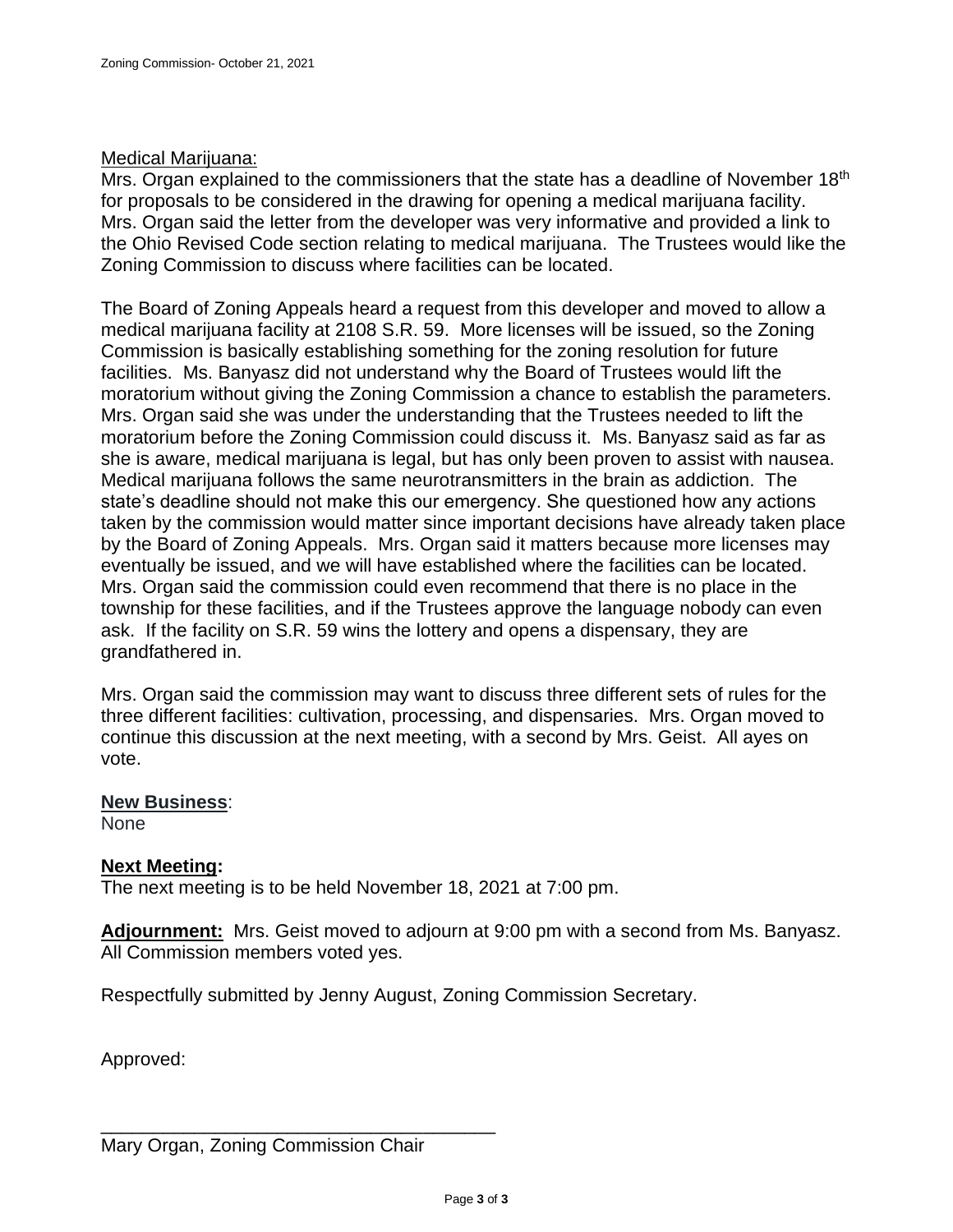Medical Marijuana:

Mrs. Organ explained to the commissioners that the state has a deadline of November 18th for proposals to be considered in the drawing for opening a medical marijuana facility. Mrs. Organ said the letter from the developer was very informative and provided a link to the Ohio Revised Code section relating to medical marijuana. The Trustees would like the Zoning Commission to discuss where facilities can be located.

The Board of Zoning Appeals heard a request from this developer and moved to allow a medical marijuana facility at 2108 S.R. 59. More licenses will be issued, so the Zoning Commission is basically establishing something for the zoning resolution for future facilities. Ms. Banyasz did not understand why the Board of Trustees would lift the moratorium without giving the Zoning Commission a chance to establish the parameters. Mrs. Organ said she was under the understanding that the Trustees needed to lift the moratorium before the Zoning Commission could discuss it. Ms. Banyasz said as far as she is aware, medical marijuana is legal, but has only been proven to assist with nausea. Medical marijuana follows the same neurotransmitters in the brain as addiction. The state's deadline should not make this our emergency. She questioned how any actions taken by the commission would matter since important decisions have already taken place by the Board of Zoning Appeals. Mrs. Organ said it matters because more licenses may eventually be issued, and we will have established where the facilities can be located. Mrs. Organ said the commission could even recommend that there is no place in the township for these facilities, and if the Trustees approve the language nobody can even ask. If the facility on S.R. 59 wins the lottery and opens a dispensary, they are grandfathered in.

Mrs. Organ said the commission may want to discuss three different sets of rules for the three different facilities: cultivation, processing, and dispensaries. Mrs. Organ moved to continue this discussion at the next meeting, with a second by Mrs. Geist. All ayes on vote.

**New Business**:
None

**Next Meeting:**
The next meeting is to be held November 18, 2021 at 7:00 pm.

**Adjournment:** Mrs. Geist moved to adjourn at 9:00 pm with a second from Ms. Banyasz. All Commission members voted yes.

Respectfully submitted by Jenny August, Zoning Commission Secretary.

Approved:

\_\_\_\_\_\_\_\_\_\_\_\_\_\_\_\_\_\_\_\_\_\_\_\_\_\_\_\_\_\_\_\_\_\_\_\_\_\_\_\_

Mary Organ, Zoning Commission Chair